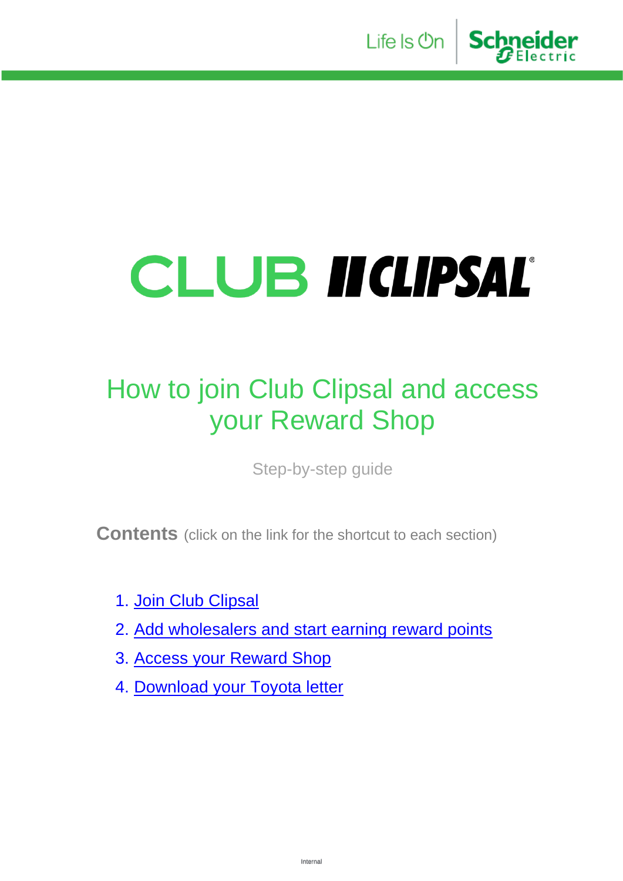# CLUB CLIPSAL

## How to join Club Clipsal and access your Reward Shop

Step-by-step guide

**Contents** (click on the link for the shortcut to each section)

1. Join Club Clipsal
2. Add wholesalers and start earning reward points
3. Access your Reward Shop
4. Download your Toyota letter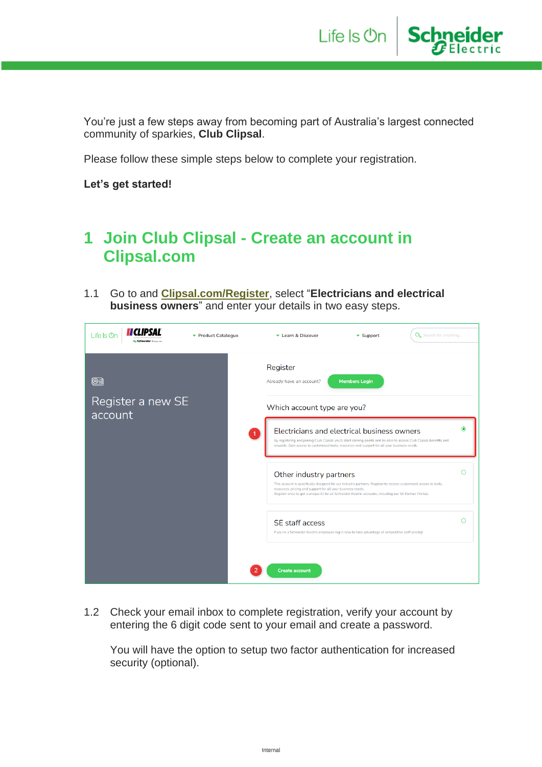You're just a few steps away from becoming part of Australia's largest connected community of sparkies, **Club Clipsal**.

Please follow these simple steps below to complete your registration.

**Let's get started!**

# 1 Join Club Clipsal - Create an account in Clipsal.com

1.1 Go to and Clipsal.com/Register, select "**Electricians and electrical business owners**" and enter your details in two easy steps.

1.2 Check your email inbox to complete registration, verify your account by entering the 6 digit code sent to your email and create a password.

You will have the option to setup two factor authentication for increased security (optional).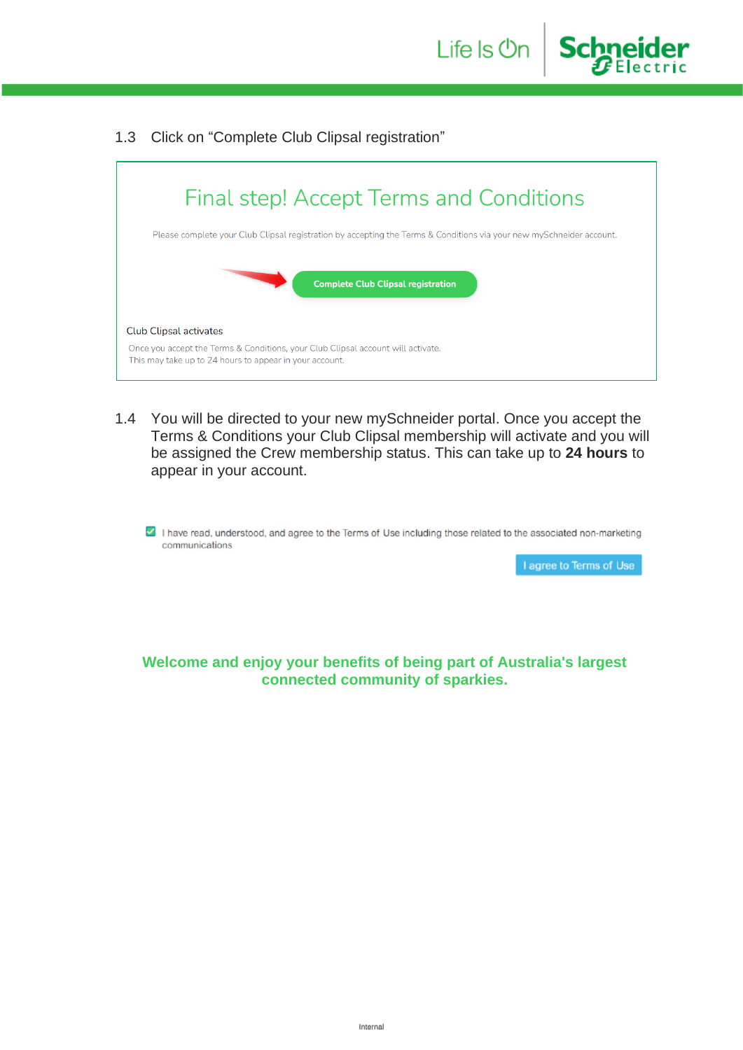1.3 Click on “Complete Club Clipsal registration”

Final step! Accept Terms and Conditions

Please complete your Club Clipsal registration by accepting the Terms & Conditions via your new mySchneider account.

Complete Club Clipsal registration

Club Clipsal activates

Once you accept the Terms & Conditions, your Club Clipsal account will activate.
This may take up to 24 hours to appear in your account.

1.4 You will be directed to your new mySchneider portal. Once you accept the Terms & Conditions your Club Clipsal membership will activate and you will be assigned the Crew membership status. This can take up to **24 hours** to appear in your account.

- [x] I have read, understood, and agree to the Terms of Use including those related to the associated non-marketing communications

I agree to Terms of Use

**Welcome and enjoy your benefits of being part of Australia's largest connected community of sparkies.**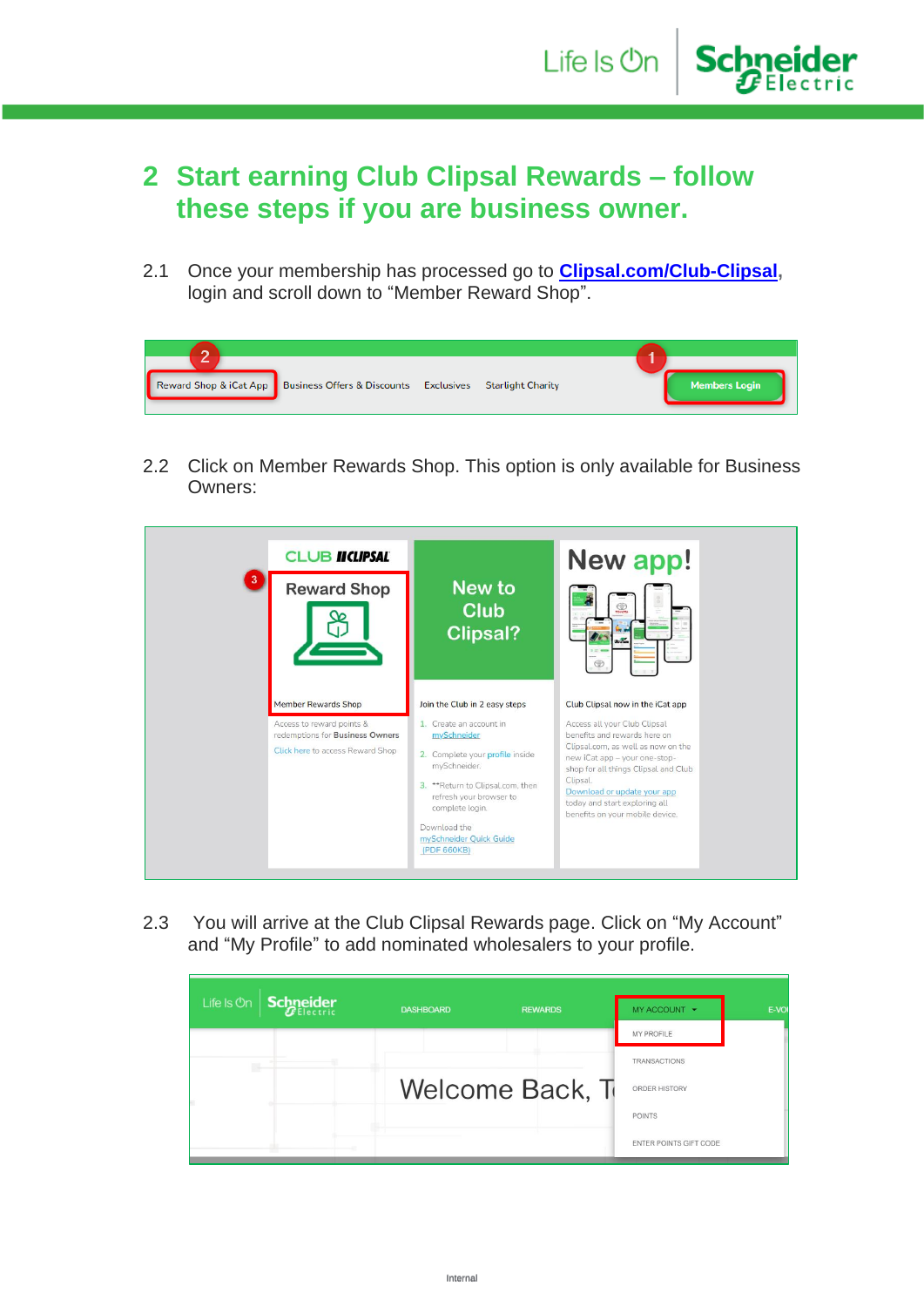## 2 Start earning Club Clipsal Rewards – follow these steps if you are business owner.

2.1 Once your membership has processed go to **Clipsal.com/Club-Clipsal**, login and scroll down to “Member Reward Shop”.

2.2 Click on Member Rewards Shop. This option is only available for Business Owners:

2.3 You will arrive at the Club Clipsal Rewards page. Click on “My Account” and “My Profile” to add nominated wholesalers to your profile.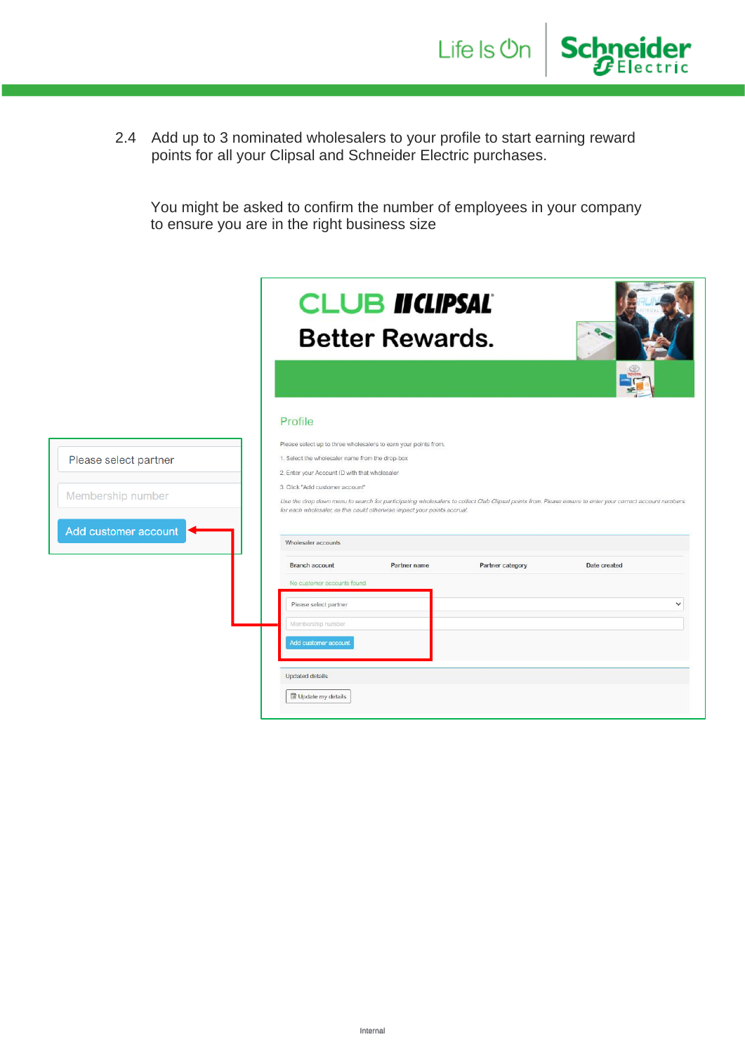2.4 Add up to 3 nominated wholesalers to your profile to start earning reward points for all your Clipsal and Schneider Electric purchases.

You might be asked to confirm the number of employees in your company to ensure you are in the right business size

Please select partner

Membership number

Add customer account

CLUB CLIPSAL

Better Rewards.

Profile

Please select up to three wholesalers to earn your points from.

1. Select the wholesaler name from the drop-box

2. Enter your Account ID with that wholesaler

3. Click "Add customer account"

*Use the drop down menu to search for participating wholesalers to collect Club Clipsal points from. Please ensure to enter your correct account numbers for each wholesaler, as this could otherwise impact your points accrual.*

Wholesaler accounts

| Branch account | Partner name | Partner category | Date created |
|---|---|---|---|
| No customer accounts found | | | |

Please select partner

Membership number

Add customer account

Updated details

Update my details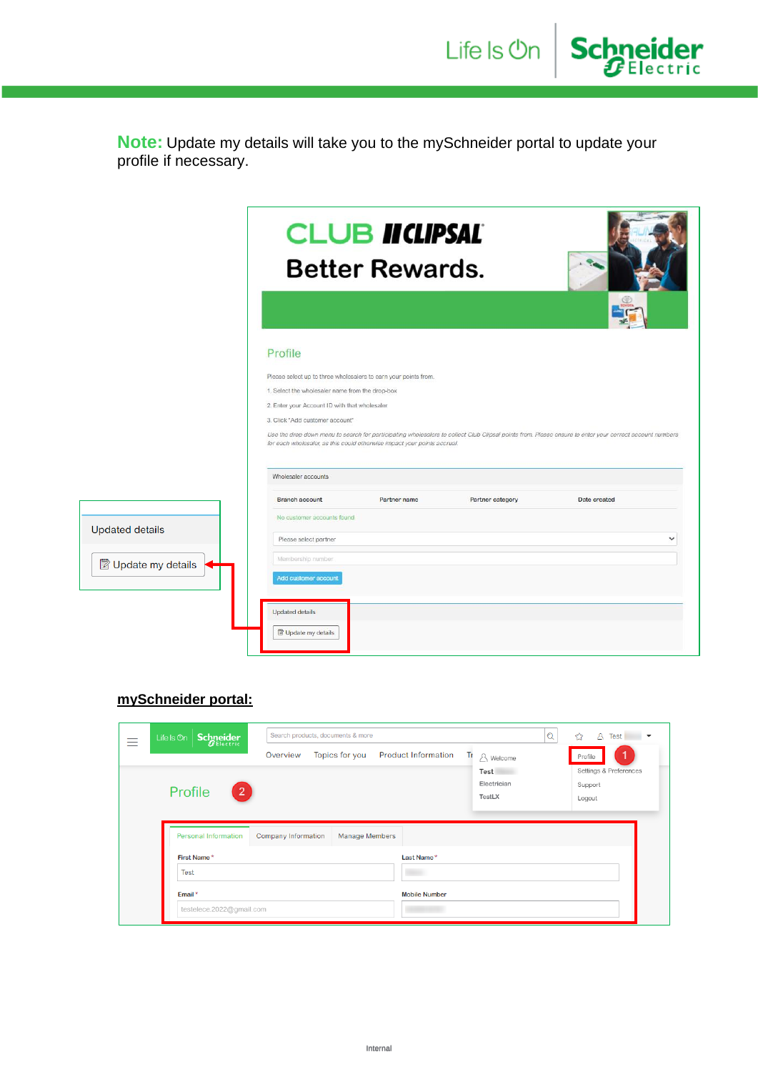**Note:** Update my details will take you to the mySchneider portal to update your profile if necessary.

CLUB CLIPSAL

Better Rewards.

Profile

Please select up to three wholesalers to earn your points from.

1. Select the wholesaler name from the drop-box
2. Enter your Account ID with that wholesaler
3. Click "Add customer account"

*Use the drop down menu to search for participating wholesalers to collect Club Clipsal points from. Please ensure to enter your correct account numbers for each wholesaler, as this could otherwise impact your points accrual.*

Wholesaler accounts

| Branch account | Partner name | Partner category | Date created |
|---|---|---|---|

No customer accounts found

Please select partner

Membership number

Add customer account

Updated details

Update my details

## mySchneider portal:

Search products, documents & more

Overview | Topics for you | Product Information

Welcome

Test

Electrician

TestLX

Profile (1)

Settings & Preferences

Support

Logout

Profile (2)

Personal Information | Company Information | Manage Members

First Name * Test

Last Name *

Email * testelece.2022@gmail.com

Mobile Number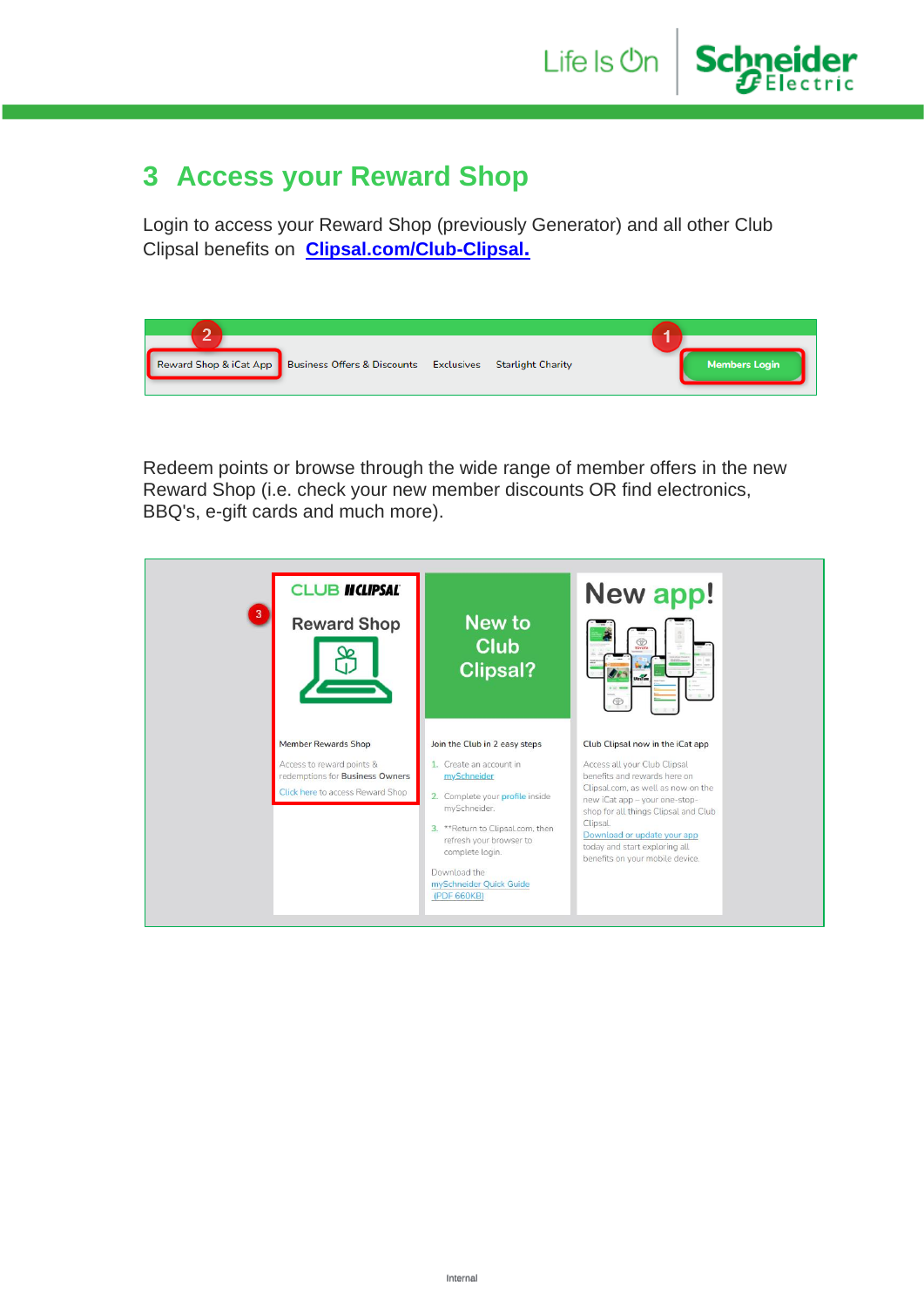## 3 Access your Reward Shop

Login to access your Reward Shop (previously Generator) and all other Club Clipsal benefits on [Clipsal.com/Club-Clipsal.](Clipsal.com/Club-Clipsal)

2 Reward Shop & iCat App | Business Offers & Discounts | Exclusives | Starlight Charity | 1 Members Login

Redeem points or browse through the wide range of member offers in the new Reward Shop (i.e. check your new member discounts OR find electronics, BBQ's, e-gift cards and much more).

3 CLUB CLIPSAL Reward Shop

Member Rewards Shop

Access to reward points & redemptions for **Business Owners**

Click here to access Reward Shop

New to Club Clipsal?

Join the Club in 2 easy steps

1. Create an account in mySchneider
2. Complete your profile inside mySchneider.
3. **Return to Clipsal.com, then refresh your browser to complete login.

Download the mySchneider Quick Guide (PDF 660KB)

New app!

Club Clipsal now in the iCat app

Access all your Club Clipsal benefits and rewards here on Clipsal.com, as well as now on the new iCat app – your one-stop-shop for all things Clipsal and Club Clipsal.

Download or update your app today and start exploring all benefits on your mobile device.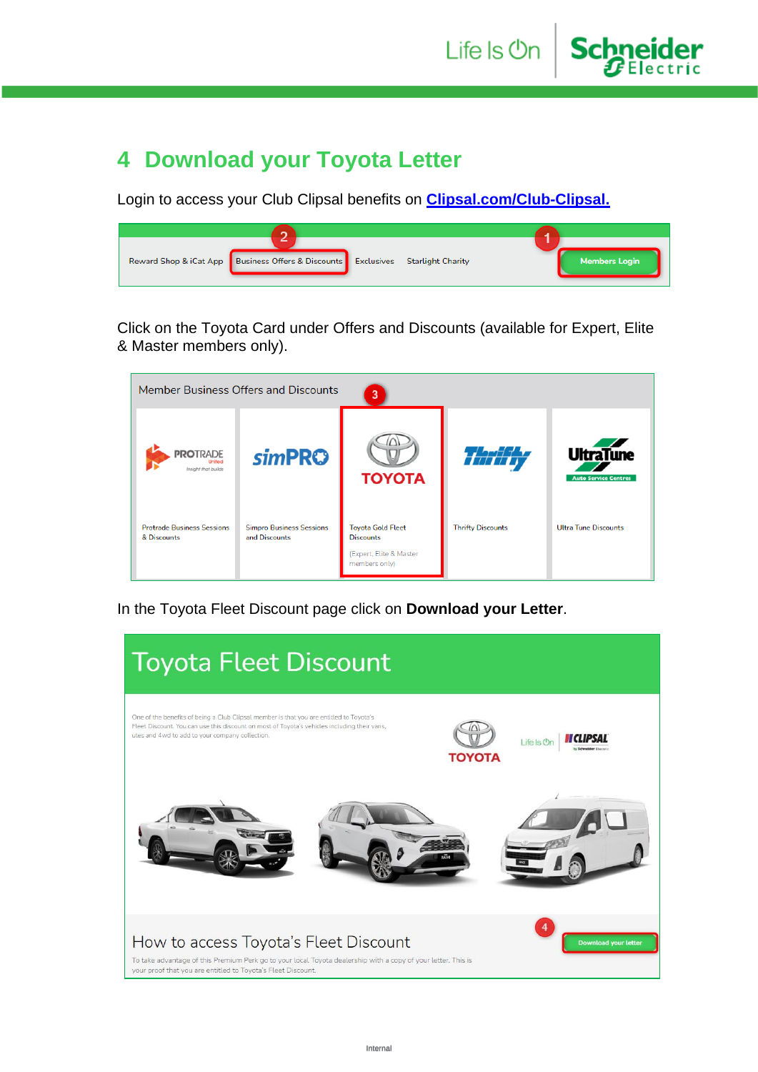## 4 Download your Toyota Letter

Login to access your Club Clipsal benefits on [Clipsal.com/Club-Clipsal.](Clipsal.com/Club-Clipsal.)

Reward Shop & iCat App | Business Offers & Discounts | Exclusives | Starlight Charity | Members Login

Click on the Toyota Card under Offers and Discounts (available for Expert, Elite & Master members only).

Member Business Offers and Discounts

Protrade Business Sessions & Discounts

Simpro Business Sessions and Discounts

Toyota Gold Fleet Discounts (Expert, Elite & Master members only)

Thrifty Discounts

Ultra Tune Discounts

In the Toyota Fleet Discount page click on **Download your Letter**.

Toyota Fleet Discount

One of the benefits of being a Club Clipsal member is that you are entitled to Toyota's Fleet Discount. You can use this discount on most of Toyota's vehicles including their vans, utes and 4wd to add to your company collection.

How to access Toyota's Fleet Discount

To take advantage of this Premium Perk go to your local Toyota dealership with a copy of your letter. This is your proof that you are entitled to Toyota's Fleet Discount.

Download your letter